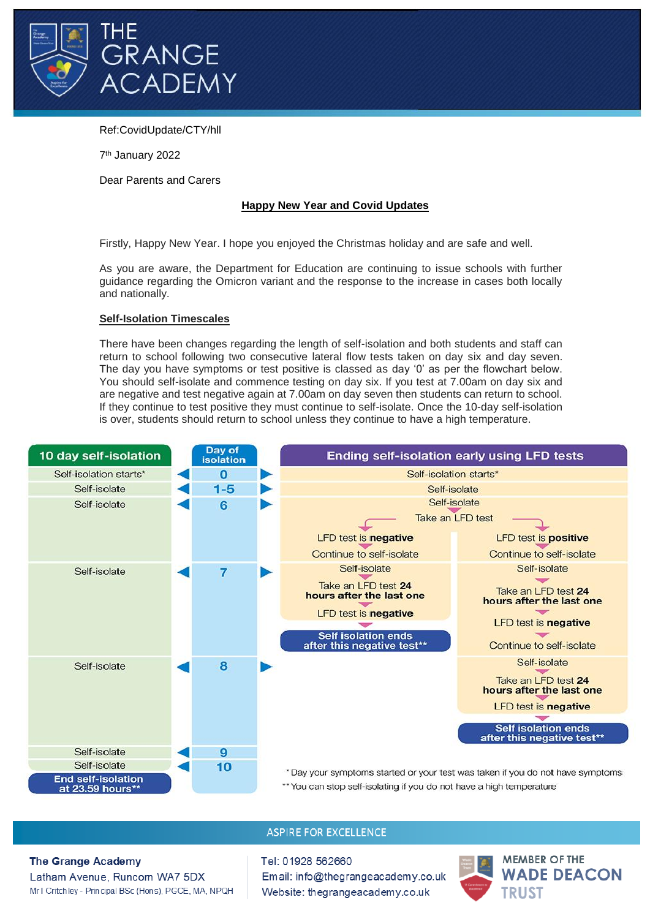# THE GRANGE ACADEMY

Ref:CovidUpdate/CTY/hll

7th January 2022

Dear Parents and Carers

## Happy New Year and Covid Updates

Firstly, Happy New Year. I hope you enjoyed the Christmas holiday and are safe and well.

As you are aware, the Department for Education are continuing to issue schools with further guidance regarding the Omicron variant and the response to the increase in cases both locally and nationally.

### Self-Isolation Timescales

There have been changes regarding the length of self-isolation and both students and staff can return to school following two consecutive lateral flow tests taken on day six and day seven. The day you have symptoms or test positive is classed as day '0' as per the flowchart below. You should self-isolate and commence testing on day six. If you test at 7.00am on day six and are negative and test negative again at 7.00am on day seven then students can return to school. If they continue to test positive they must continue to self-isolate. Once the 10-day self-isolation is over, students should return to school unless they continue to have a high temperature.

| 10 day self-isolation | Day of isolation | Ending self-isolation early using LFD tests (LFD test is negative on day 6) | Ending self-isolation early using LFD tests (LFD test is positive on day 6) |
|---|---|---|---|
| Self-isolation starts* | 0 | Self-isolation starts* | Self-isolation starts* |
| Self-isolate | 1-5 | Self-isolate | Self-isolate |
| Self-isolate | 6 | Self-isolate → Take an LFD test → LFD test is **negative** → Continue to self-isolate | Self-isolate → Take an LFD test → LFD test is **positive** → Continue to self-isolate |
| Self-isolate | 7 | Self-isolate → Take an LFD test **24 hours after the last one** → LFD test is **negative** → **Self isolation ends after this negative test**\*\* | Self-isolate → Take an LFD test **24 hours after the last one** → LFD test is **negative** → Continue to self-isolate |
| Self-isolate | 8 | | Self-isolate → Take an LFD test **24 hours after the last one** → LFD test is **negative** → **Self isolation ends after this negative test**\*\* |
| Self-isolate | 9 | | |
| Self-isolate | 10 | | |
| **End self-isolation at 23.59 hours**\*\* | | | |

\* Day your symptoms started or your test was taken if you do not have symptoms

\*\* You can stop self-isolating if you do not have a high temperature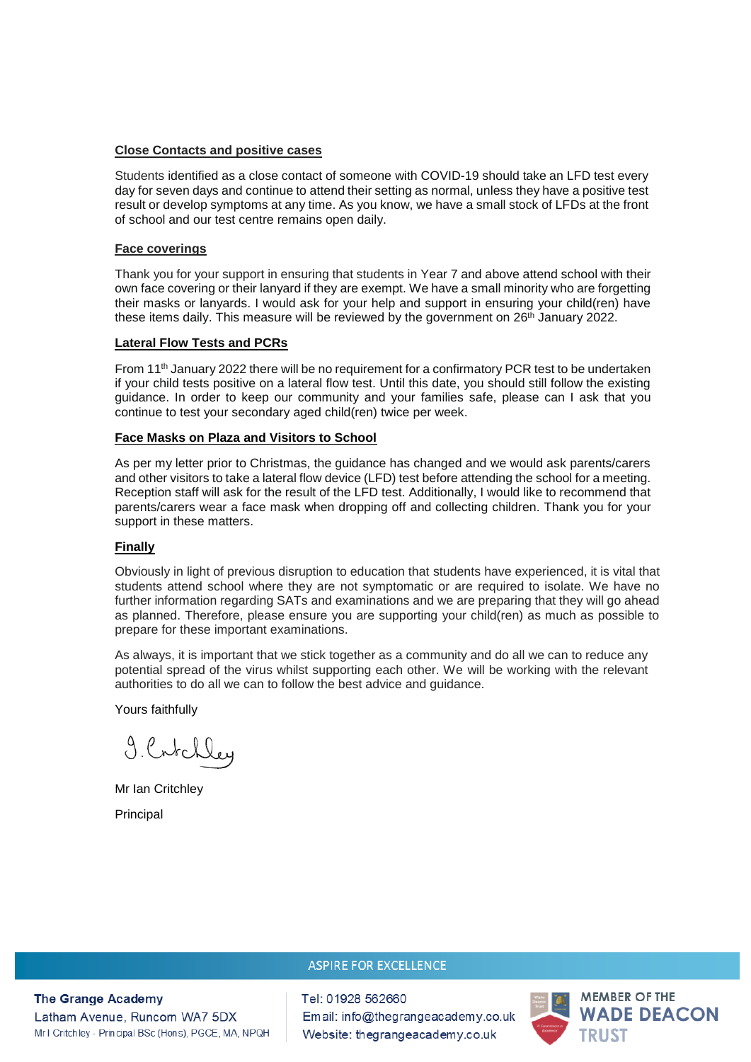**Close Contacts and positive cases**

Students identified as a close contact of someone with COVID-19 should take an LFD test every day for seven days and continue to attend their setting as normal, unless they have a positive test result or develop symptoms at any time. As you know, we have a small stock of LFDs at the front of school and our test centre remains open daily.

**Face coverings**

Thank you for your support in ensuring that students in Year 7 and above attend school with their own face covering or their lanyard if they are exempt. We have a small minority who are forgetting their masks or lanyards. I would ask for your help and support in ensuring your child(ren) have these items daily. This measure will be reviewed by the government on 26th January 2022.

**Lateral Flow Tests and PCRs**

From 11th January 2022 there will be no requirement for a confirmatory PCR test to be undertaken if your child tests positive on a lateral flow test. Until this date, you should still follow the existing guidance. In order to keep our community and your families safe, please can I ask that you continue to test your secondary aged child(ren) twice per week.

**Face Masks on Plaza and Visitors to School**

As per my letter prior to Christmas, the guidance has changed and we would ask parents/carers and other visitors to take a lateral flow device (LFD) test before attending the school for a meeting. Reception staff will ask for the result of the LFD test. Additionally, I would like to recommend that parents/carers wear a face mask when dropping off and collecting children. Thank you for your support in these matters.

**Finally**

Obviously in light of previous disruption to education that students have experienced, it is vital that students attend school where they are not symptomatic or are required to isolate. We have no further information regarding SATs and examinations and we are preparing that they will go ahead as planned. Therefore, please ensure you are supporting your child(ren) as much as possible to prepare for these important examinations.

As always, it is important that we stick together as a community and do all we can to reduce any potential spread of the virus whilst supporting each other. We will be working with the relevant authorities to do all we can to follow the best advice and guidance.

Yours faithfully

I. Critchley

Mr Ian Critchley

Principal

ASPIRE FOR EXCELLENCE

**The Grange Academy**
Latham Avenue, Runcorn WA7 5DX
Mr I Critchley - Principal BSc (Hons), PGCE, MA, NPQH

Tel: 01928 562660
Email: info@thegrangeacademy.co.uk
Website: thegrangeacademy.co.uk

MEMBER OF THE WADE DEACON TRUST